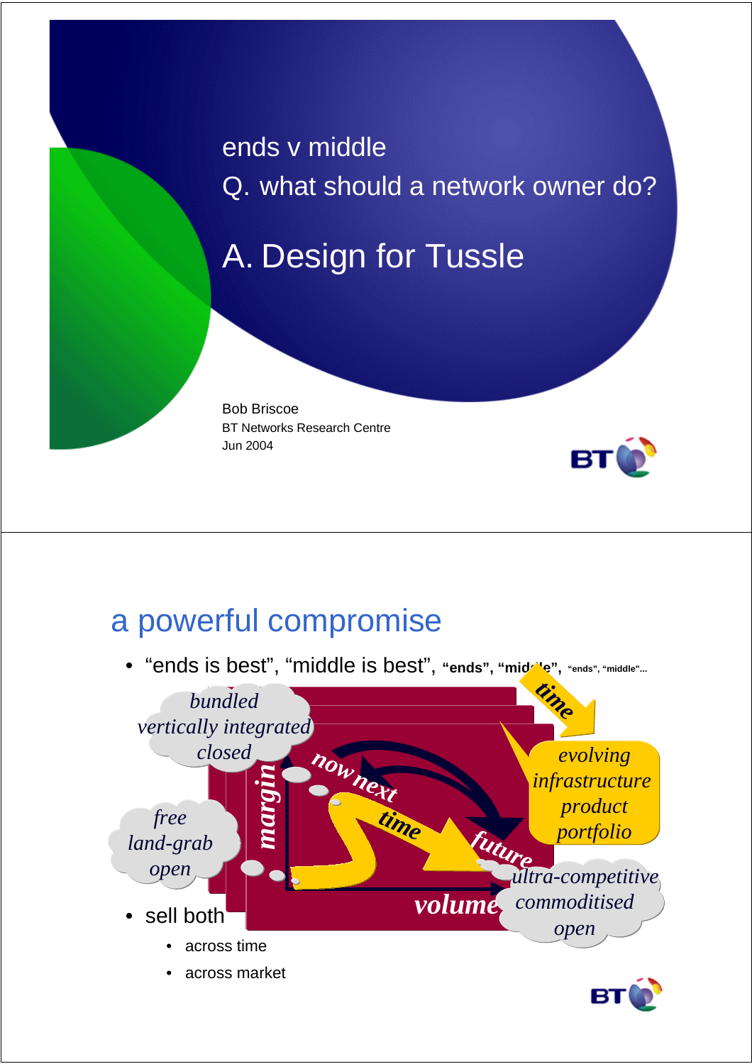ends v middle

Q. what should a network owner do?

# A. Design for Tussle

Bob Briscoe
BT Networks Research Centre
Jun 2004

## a powerful compromise

- "ends is best", "middle is best", **"ends", "middle",** **"ends", "middle"...**

*bundled vertically integrated closed*

*free land-grab open*

*evolving infrastructure product portfolio*

*ultra-competitive commoditised open*

*margin* · *volume* · *now* · *next* · *future* · *time*

- sell both
  - across time
  - across market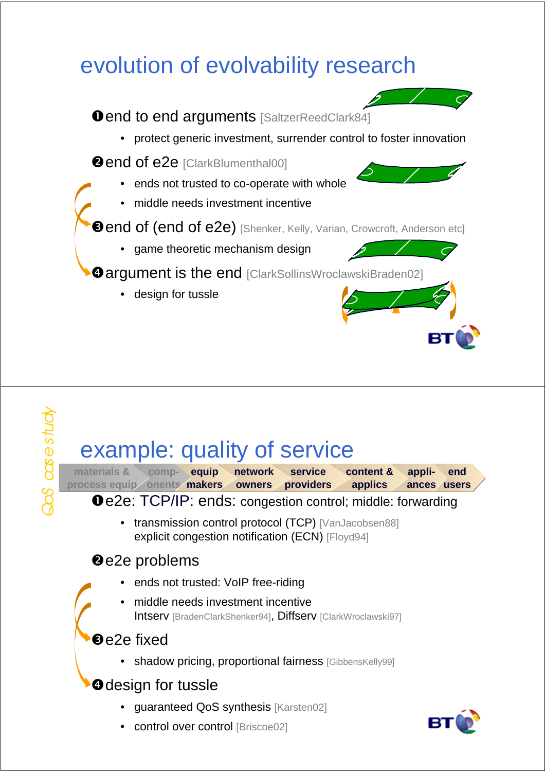# evolution of evolvability research

❶end to end arguments [SaltzerReedClark84]

- protect generic investment, surrender control to foster innovation

❷end of e2e [ClarkBlumenthal00]

- ends not trusted to co-operate with whole
- middle needs investment incentive

❸end of (end of e2e) [Shenker, Kelly, Varian, Crowcroft, Anderson etc]

- game theoretic mechanism design

❹argument is the end [ClarkSollinsWroclawskiBraden02]

- design for tussle

---

*QoS case study*

# example: quality of service

materials & process equip | comp-onents | equip makers | network owners | service providers | content & applics | appli-ances | end users

❶e2e: TCP/IP: ends: congestion control; middle: forwarding

- transmission control protocol (TCP) [VanJacobsen88]
  explicit congestion notification (ECN) [Floyd94]

❷e2e problems

- ends not trusted: VoIP free-riding
- middle needs investment incentive
  Intserv [BradenClarkShenker94], Diffserv [ClarkWroclawski97]

❸e2e fixed

- shadow pricing, proportional fairness [GibbensKelly99]

❹design for tussle

- guaranteed QoS synthesis [Karsten02]
- control over control [Briscoe02]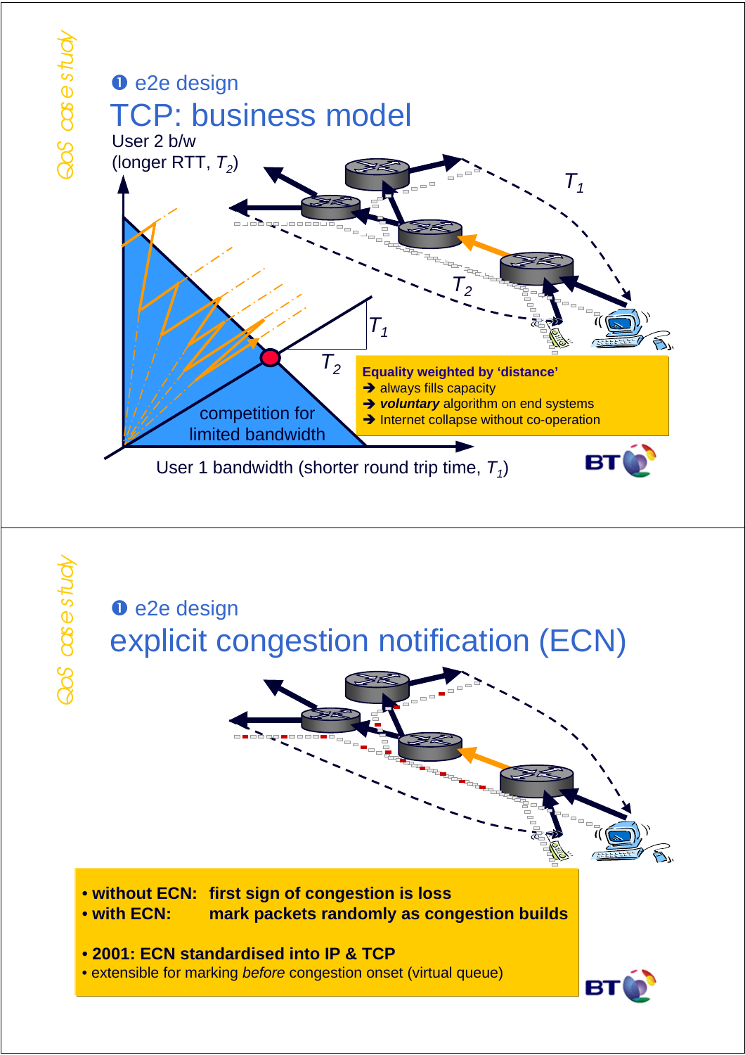## ❶ e2e design

# TCP: business model

User 2 b/w (longer RTT, $T_2$)

User 1 bandwidth (shorter round trip time, $T_1$)

competition for limited bandwidth

$T_1$

$T_2$

**Equality weighted by 'distance'**

- ➔ always fills capacity
- ➔ ***voluntary*** algorithm on end systems
- ➔ Internet collapse without co-operation

---

## ❶ e2e design

# explicit congestion notification (ECN)

- **without ECN: first sign of congestion is loss**
- **with ECN: mark packets randomly as congestion builds**

- **2001: ECN standardised into IP & TCP**
- extensible for marking *before* congestion onset (virtual queue)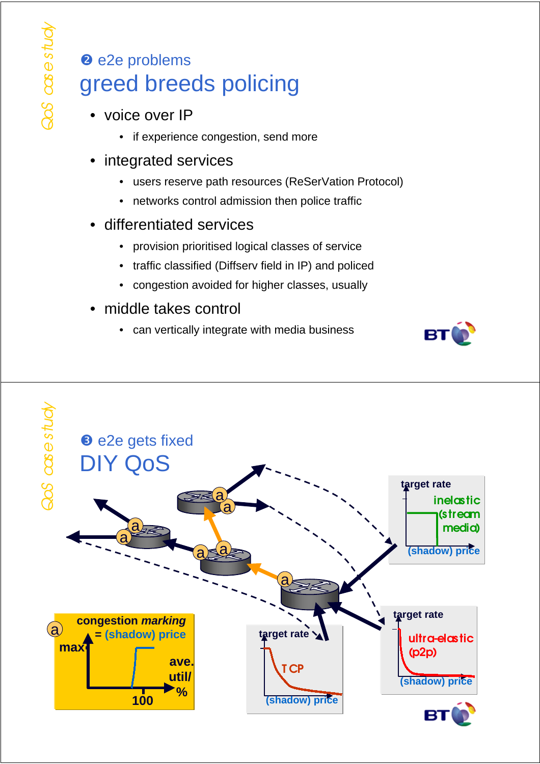## ❷ e2e problems

# greed breeds policing

- voice over IP
  - if experience congestion, send more
- integrated services
  - users reserve path resources (ReSerVation Protocol)
  - networks control admission then police traffic
- differentiated services
  - provision prioritised logical classes of service
  - traffic classified (Diffserv field in IP) and policed
  - congestion avoided for higher classes, usually
- middle takes control
  - can vertically integrate with media business

## ❸ e2e gets fixed

# DIY QoS

a — congestion *marking* = (shadow) price

max — ave. util/% — 100

target rate — inelastic (stream media) — (shadow) price

target rate — TCP — (shadow) price

target rate — ultra-elastic (p2p) — (shadow) price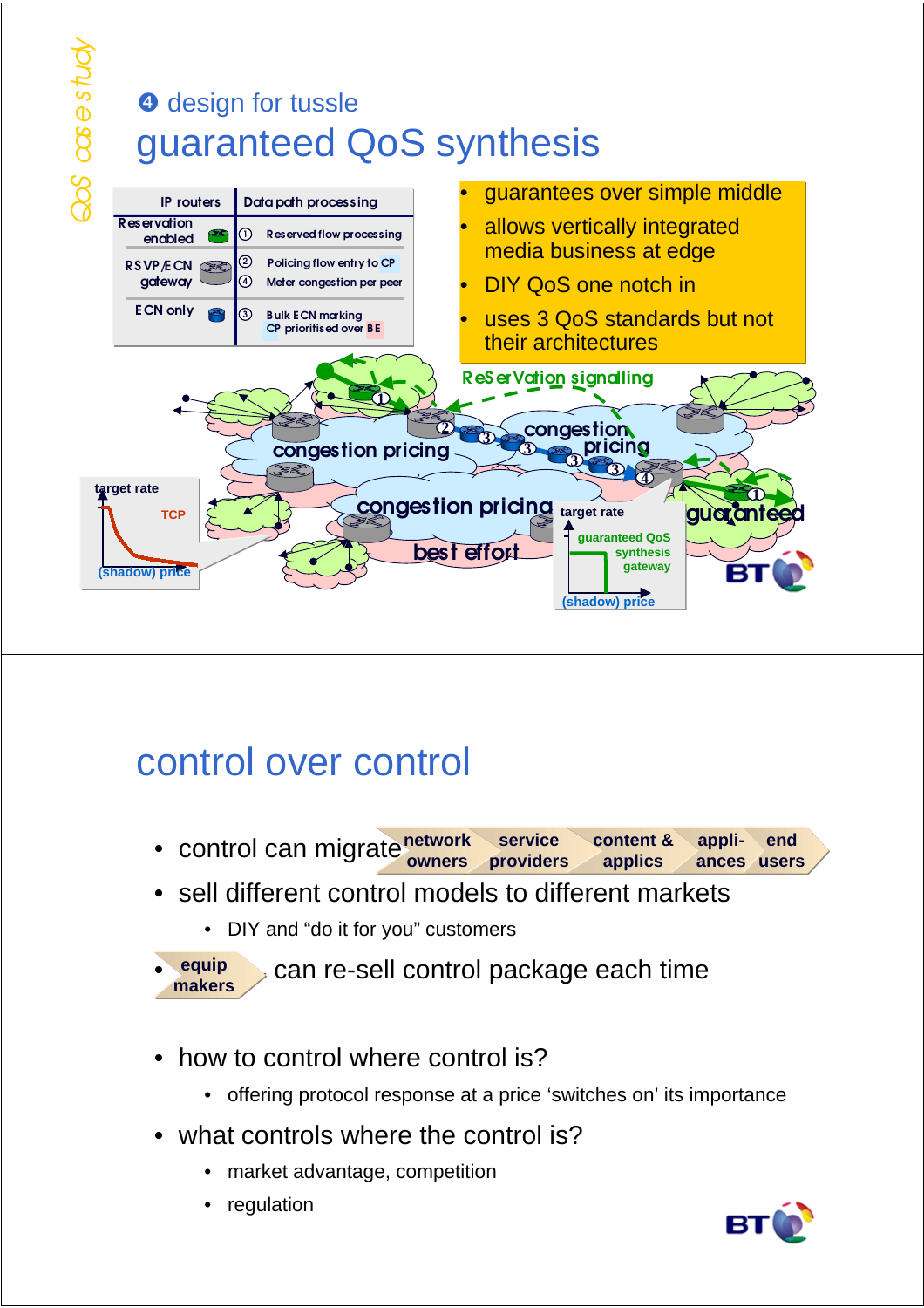*QoS case study*

❹ design for tussle

# guaranteed QoS synthesis

| IP routers | | Data path processing |
|---|---|---|
| Reservation enabled | ① | Reserved flow processing |
| RSVP/ECN gateway | ② | Policing flow entry to CP |
| | ④ | Meter congestion per peer |
| ECN only | ③ | Bulk ECN marking CP prioritised over BE |

- guarantees over simple middle
- allows vertically integrated media business at edge
- DIY QoS one notch in
- uses 3 QoS standards but not their architectures

ReSerVation signalling

congestion pricing

congestion pricing

congestion pricing

best effort

guaranteed

target rate

TCP

(shadow) price

target rate

guaranteed QoS synthesis gateway

(shadow) price

# control over control

- control can migrate: network owners → service providers → content & applics → appli-ances → end users
- sell different control models to different markets
  - DIY and "do it for you" customers
- equip makers can re-sell control package each time
- how to control where control is?
  - offering protocol response at a price 'switches on' its importance
- what controls where the control is?
  - market advantage, competition
  - regulation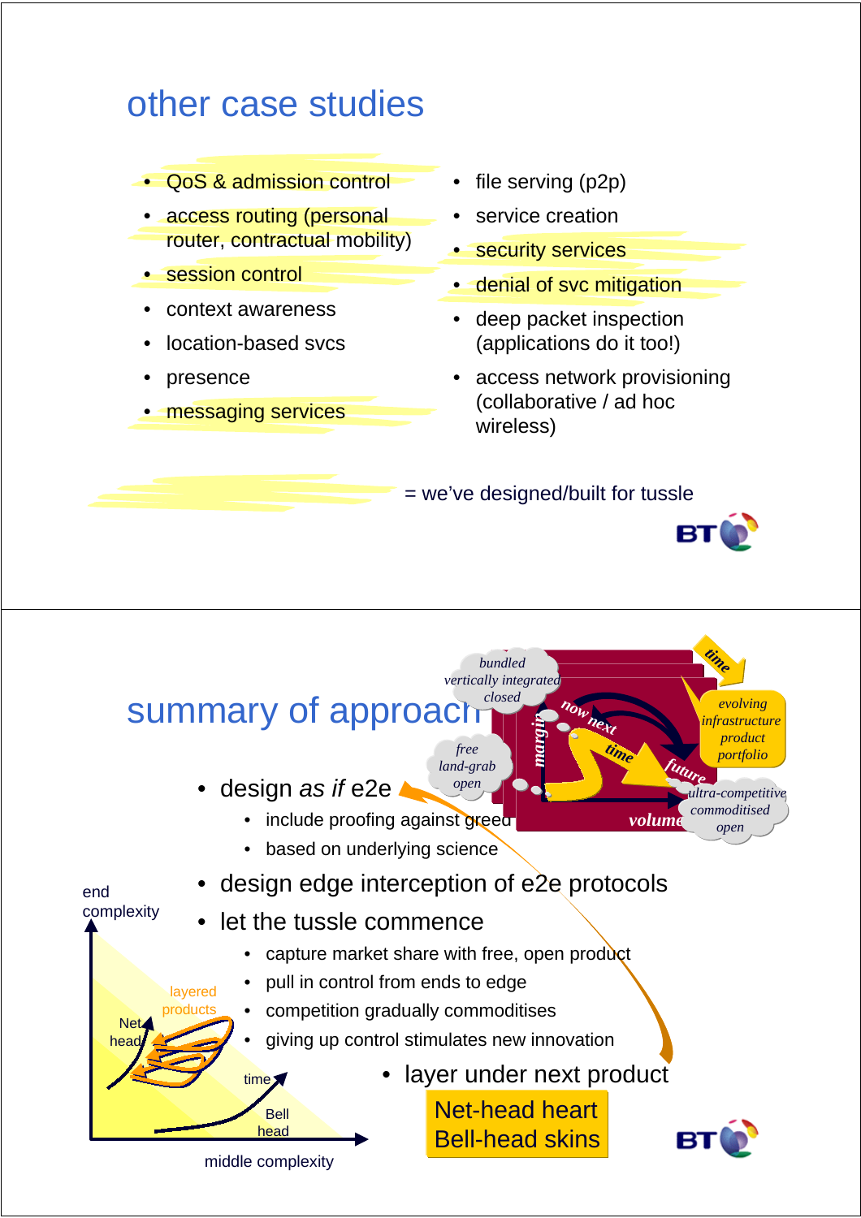# other case studies

- QoS & admission control
- access routing (personal router, contractual mobility)
- session control
- context awareness
- location-based svcs
- presence
- messaging services
- file serving (p2p)
- service creation
- security services
- denial of svc mitigation
- deep packet inspection (applications do it too!)
- access network provisioning (collaborative / ad hoc wireless)

= we've designed/built for tussle

# summary of approach

- design *as if* e2e
  - include proofing against greed
  - based on underlying science
- design edge interception of e2e protocols
- let the tussle commence
  - capture market share with free, open product
  - pull in control from ends to edge
  - competition gradually commoditises
  - giving up control stimulates new innovation
- layer under next product

Net-head heart
Bell-head skins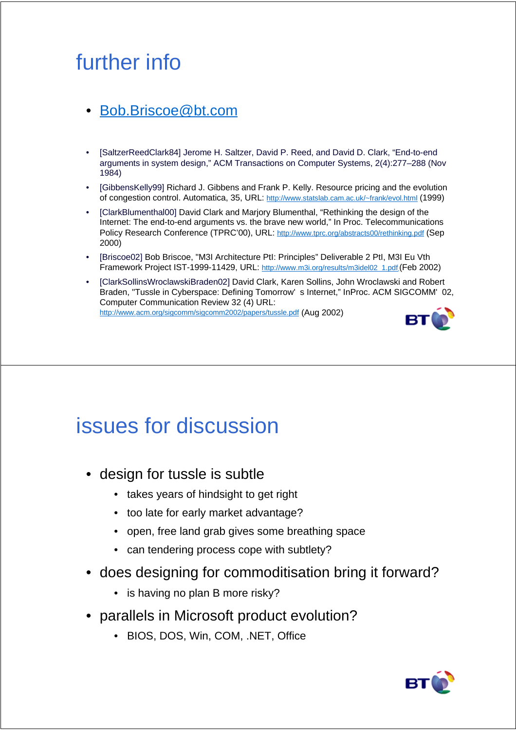# further info

- Bob.Briscoe@bt.com

- [SaltzerReedClark84] Jerome H. Saltzer, David P. Reed, and David D. Clark, “End-to-end arguments in system design,” ACM Transactions on Computer Systems, 2(4):277–288 (Nov 1984)
- [GibbensKelly99] Richard J. Gibbens and Frank P. Kelly. Resource pricing and the evolution of congestion control. Automatica, 35, URL: http://www.statslab.cam.ac.uk/~frank/evol.html (1999)
- [ClarkBlumenthal00] David Clark and Marjory Blumenthal, “Rethinking the design of the Internet: The end-to-end arguments vs. the brave new world,” In Proc. Telecommunications Policy Research Conference (TPRC’00), URL: http://www.tprc.org/abstracts00/rethinking.pdf (Sep 2000)
- [Briscoe02] Bob Briscoe, "M3I Architecture PtI: Principles” Deliverable 2 PtI, M3I Eu Vth Framework Project IST-1999-11429, URL: http://www.m3i.org/results/m3idel02_1.pdf (Feb 2002)
- [ClarkSollinsWroclawskiBraden02] David Clark, Karen Sollins, John Wroclawski and Robert Braden, "Tussle in Cyberspace: Defining Tomorrow' s Internet," InProc. ACM SIGCOMM' 02, Computer Communication Review 32 (4) URL: http://www.acm.org/sigcomm/sigcomm2002/papers/tussle.pdf (Aug 2002)

# issues for discussion

- design for tussle is subtle
  - takes years of hindsight to get right
  - too late for early market advantage?
  - open, free land grab gives some breathing space
  - can tendering process cope with subtlety?
- does designing for commoditisation bring it forward?
  - is having no plan B more risky?
- parallels in Microsoft product evolution?
  - BIOS, DOS, Win, COM, .NET, Office